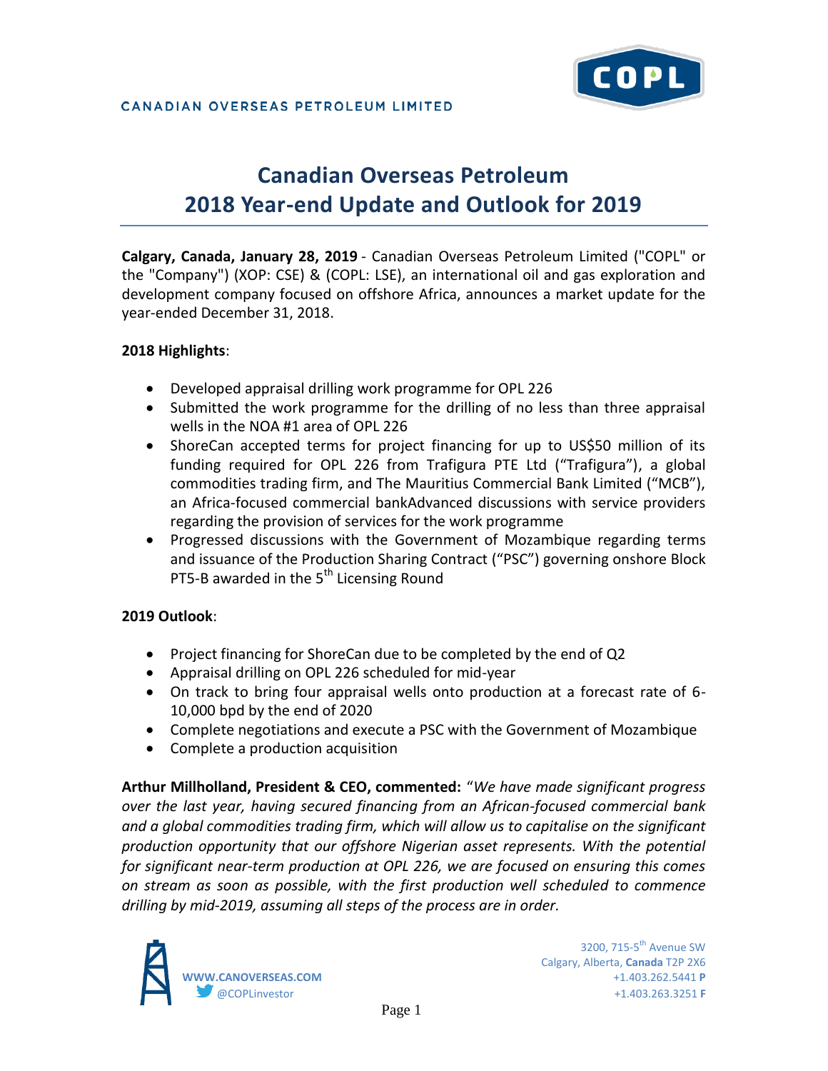CANADIAN OVERSEAS PETROLEUM LIMITED

# Canadian Overseas Petroleum
# 2018 Year-end Update and Outlook for 2019

**Calgary, Canada, January 28, 2019** - Canadian Overseas Petroleum Limited ("COPL" or the "Company") (XOP: CSE) & (COPL: LSE), an international oil and gas exploration and development company focused on offshore Africa, announces a market update for the year-ended December 31, 2018.

**2018 Highlights**:

- Developed appraisal drilling work programme for OPL 226
- Submitted the work programme for the drilling of no less than three appraisal wells in the NOA #1 area of OPL 226
- ShoreCan accepted terms for project financing for up to US$50 million of its funding required for OPL 226 from Trafigura PTE Ltd ("Trafigura"), a global commodities trading firm, and The Mauritius Commercial Bank Limited ("MCB"), an Africa-focused commercial bankAdvanced discussions with service providers regarding the provision of services for the work programme
- Progressed discussions with the Government of Mozambique regarding terms and issuance of the Production Sharing Contract ("PSC") governing onshore Block PT5-B awarded in the 5th Licensing Round

**2019 Outlook**:

- Project financing for ShoreCan due to be completed by the end of Q2
- Appraisal drilling on OPL 226 scheduled for mid-year
- On track to bring four appraisal wells onto production at a forecast rate of 6-10,000 bpd by the end of 2020
- Complete negotiations and execute a PSC with the Government of Mozambique
- Complete a production acquisition

**Arthur Millholland, President & CEO, commented:** "*We have made significant progress over the last year, having secured financing from an African-focused commercial bank and a global commodities trading firm, which will allow us to capitalise on the significant production opportunity that our offshore Nigerian asset represents. With the potential for significant near-term production at OPL 226, we are focused on ensuring this comes on stream as soon as possible, with the first production well scheduled to commence drilling by mid-2019, assuming all steps of the process are in order.*

WWW.CANOVERSEAS.COM
@COPLinvestor

3200, 715-5th Avenue SW
Calgary, Alberta, **Canada** T2P 2X6
+1.403.262.5441 **P**
+1.403.263.3251 **F**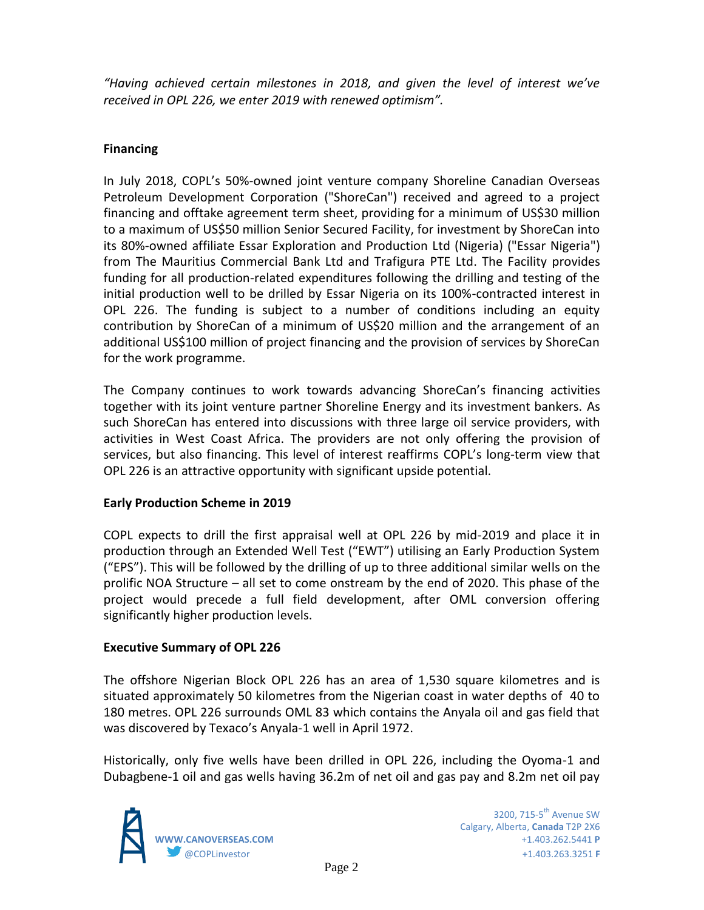*"Having achieved certain milestones in 2018, and given the level of interest we've received in OPL 226, we enter 2019 with renewed optimism".*

**Financing**

In July 2018, COPL's 50%-owned joint venture company Shoreline Canadian Overseas Petroleum Development Corporation ("ShoreCan") received and agreed to a project financing and offtake agreement term sheet, providing for a minimum of US$30 million to a maximum of US$50 million Senior Secured Facility, for investment by ShoreCan into its 80%-owned affiliate Essar Exploration and Production Ltd (Nigeria) ("Essar Nigeria") from The Mauritius Commercial Bank Ltd and Trafigura PTE Ltd. The Facility provides funding for all production-related expenditures following the drilling and testing of the initial production well to be drilled by Essar Nigeria on its 100%-contracted interest in OPL 226. The funding is subject to a number of conditions including an equity contribution by ShoreCan of a minimum of US$20 million and the arrangement of an additional US$100 million of project financing and the provision of services by ShoreCan for the work programme.

The Company continues to work towards advancing ShoreCan's financing activities together with its joint venture partner Shoreline Energy and its investment bankers. As such ShoreCan has entered into discussions with three large oil service providers, with activities in West Coast Africa. The providers are not only offering the provision of services, but also financing. This level of interest reaffirms COPL's long-term view that OPL 226 is an attractive opportunity with significant upside potential.

**Early Production Scheme in 2019**

COPL expects to drill the first appraisal well at OPL 226 by mid-2019 and place it in production through an Extended Well Test ("EWT") utilising an Early Production System ("EPS"). This will be followed by the drilling of up to three additional similar wells on the prolific NOA Structure – all set to come onstream by the end of 2020. This phase of the project would precede a full field development, after OML conversion offering significantly higher production levels.

**Executive Summary of OPL 226**

The offshore Nigerian Block OPL 226 has an area of 1,530 square kilometres and is situated approximately 50 kilometres from the Nigerian coast in water depths of 40 to 180 metres. OPL 226 surrounds OML 83 which contains the Anyala oil and gas field that was discovered by Texaco's Anyala-1 well in April 1972.

Historically, only five wells have been drilled in OPL 226, including the Oyoma-1 and Dubagbene-1 oil and gas wells having 36.2m of net oil and gas pay and 8.2m net oil pay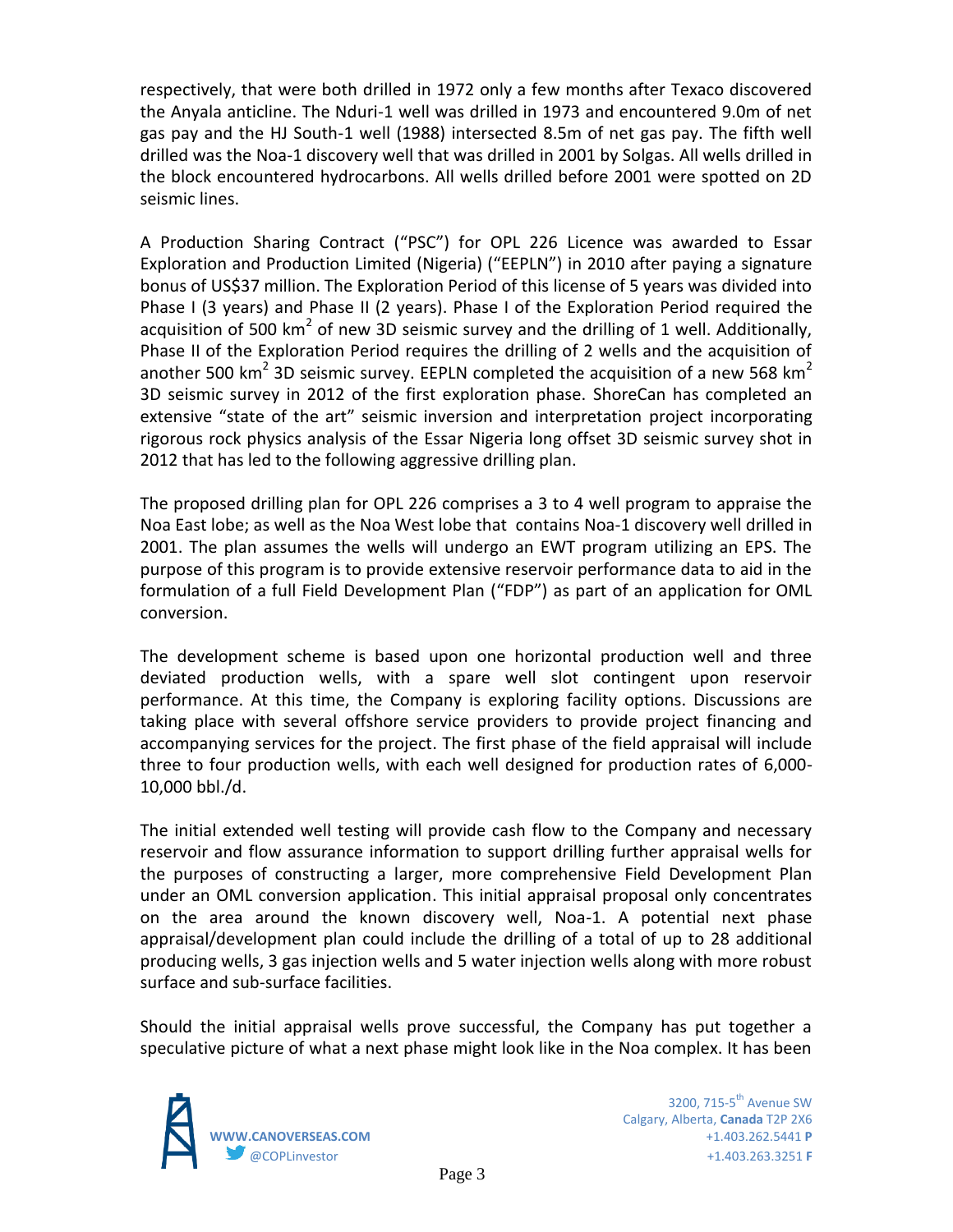respectively, that were both drilled in 1972 only a few months after Texaco discovered the Anyala anticline. The Nduri-1 well was drilled in 1973 and encountered 9.0m of net gas pay and the HJ South-1 well (1988) intersected 8.5m of net gas pay. The fifth well drilled was the Noa-1 discovery well that was drilled in 2001 by Solgas. All wells drilled in the block encountered hydrocarbons. All wells drilled before 2001 were spotted on 2D seismic lines.

A Production Sharing Contract ("PSC") for OPL 226 Licence was awarded to Essar Exploration and Production Limited (Nigeria) ("EEPLN") in 2010 after paying a signature bonus of US$37 million. The Exploration Period of this license of 5 years was divided into Phase I (3 years) and Phase II (2 years). Phase I of the Exploration Period required the acquisition of 500 $km^2$ of new 3D seismic survey and the drilling of 1 well. Additionally, Phase II of the Exploration Period requires the drilling of 2 wells and the acquisition of another 500 $km^2$ 3D seismic survey. EEPLN completed the acquisition of a new 568 $km^2$ 3D seismic survey in 2012 of the first exploration phase. ShoreCan has completed an extensive "state of the art" seismic inversion and interpretation project incorporating rigorous rock physics analysis of the Essar Nigeria long offset 3D seismic survey shot in 2012 that has led to the following aggressive drilling plan.

The proposed drilling plan for OPL 226 comprises a 3 to 4 well program to appraise the Noa East lobe; as well as the Noa West lobe that contains Noa-1 discovery well drilled in 2001. The plan assumes the wells will undergo an EWT program utilizing an EPS. The purpose of this program is to provide extensive reservoir performance data to aid in the formulation of a full Field Development Plan ("FDP") as part of an application for OML conversion.

The development scheme is based upon one horizontal production well and three deviated production wells, with a spare well slot contingent upon reservoir performance. At this time, the Company is exploring facility options. Discussions are taking place with several offshore service providers to provide project financing and accompanying services for the project. The first phase of the field appraisal will include three to four production wells, with each well designed for production rates of 6,000-10,000 bbl./d.

The initial extended well testing will provide cash flow to the Company and necessary reservoir and flow assurance information to support drilling further appraisal wells for the purposes of constructing a larger, more comprehensive Field Development Plan under an OML conversion application. This initial appraisal proposal only concentrates on the area around the known discovery well, Noa-1. A potential next phase appraisal/development plan could include the drilling of a total of up to 28 additional producing wells, 3 gas injection wells and 5 water injection wells along with more robust surface and sub-surface facilities.

Should the initial appraisal wells prove successful, the Company has put together a speculative picture of what a next phase might look like in the Noa complex. It has been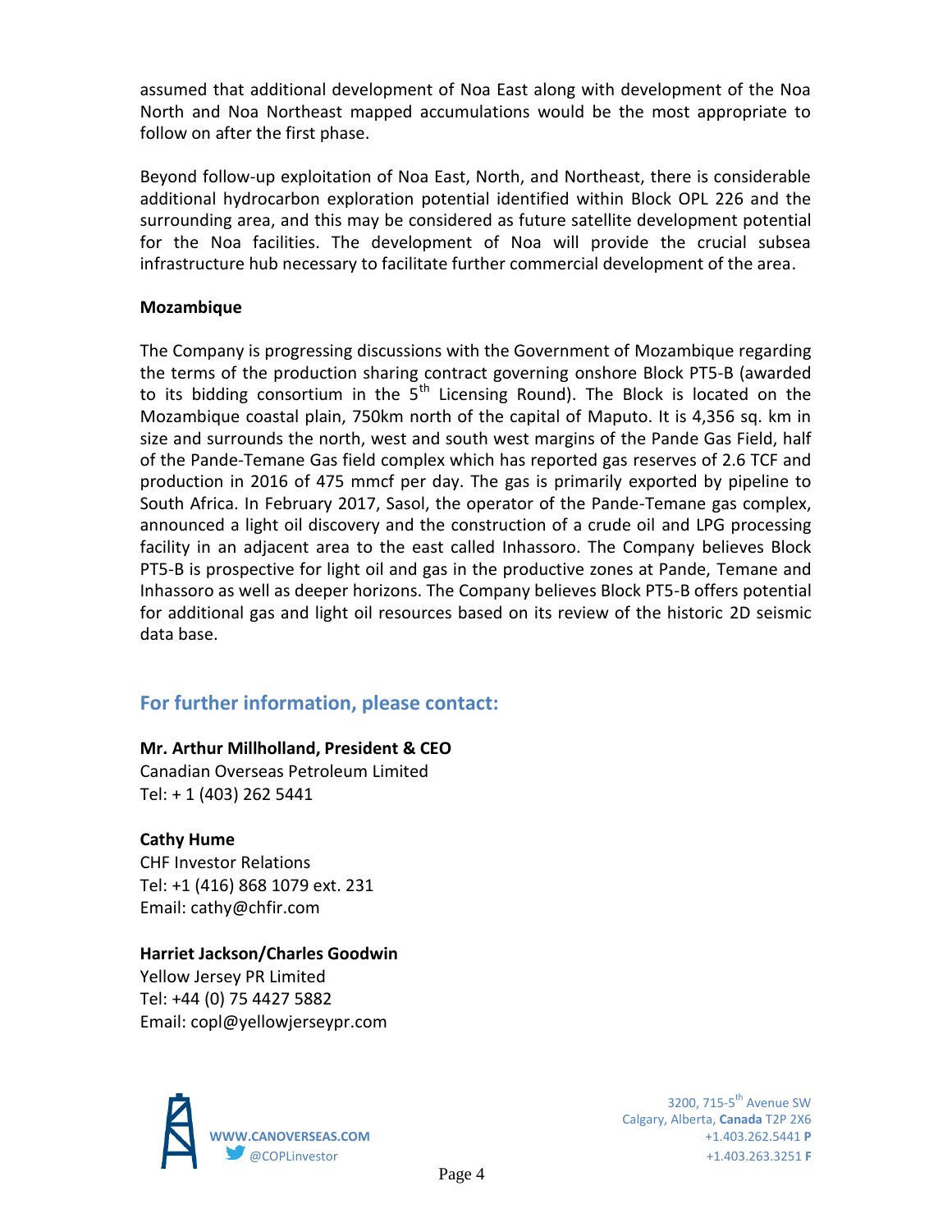assumed that additional development of Noa East along with development of the Noa North and Noa Northeast mapped accumulations would be the most appropriate to follow on after the first phase.

Beyond follow-up exploitation of Noa East, North, and Northeast, there is considerable additional hydrocarbon exploration potential identified within Block OPL 226 and the surrounding area, and this may be considered as future satellite development potential for the Noa facilities. The development of Noa will provide the crucial subsea infrastructure hub necessary to facilitate further commercial development of the area.

**Mozambique**

The Company is progressing discussions with the Government of Mozambique regarding the terms of the production sharing contract governing onshore Block PT5-B (awarded to its bidding consortium in the 5th Licensing Round). The Block is located on the Mozambique coastal plain, 750km north of the capital of Maputo. It is 4,356 sq. km in size and surrounds the north, west and south west margins of the Pande Gas Field, half of the Pande-Temane Gas field complex which has reported gas reserves of 2.6 TCF and production in 2016 of 475 mmcf per day. The gas is primarily exported by pipeline to South Africa. In February 2017, Sasol, the operator of the Pande-Temane gas complex, announced a light oil discovery and the construction of a crude oil and LPG processing facility in an adjacent area to the east called Inhassoro. The Company believes Block PT5-B is prospective for light oil and gas in the productive zones at Pande, Temane and Inhassoro as well as deeper horizons. The Company believes Block PT5-B offers potential for additional gas and light oil resources based on its review of the historic 2D seismic data base.

## For further information, please contact:

**Mr. Arthur Millholland, President & CEO**
Canadian Overseas Petroleum Limited
Tel: + 1 (403) 262 5441

**Cathy Hume**
CHF Investor Relations
Tel: +1 (416) 868 1079 ext. 231
Email: cathy@chfir.com

**Harriet Jackson/Charles Goodwin**
Yellow Jersey PR Limited
Tel: +44 (0) 75 4427 5882
Email: copl@yellowjerseypr.com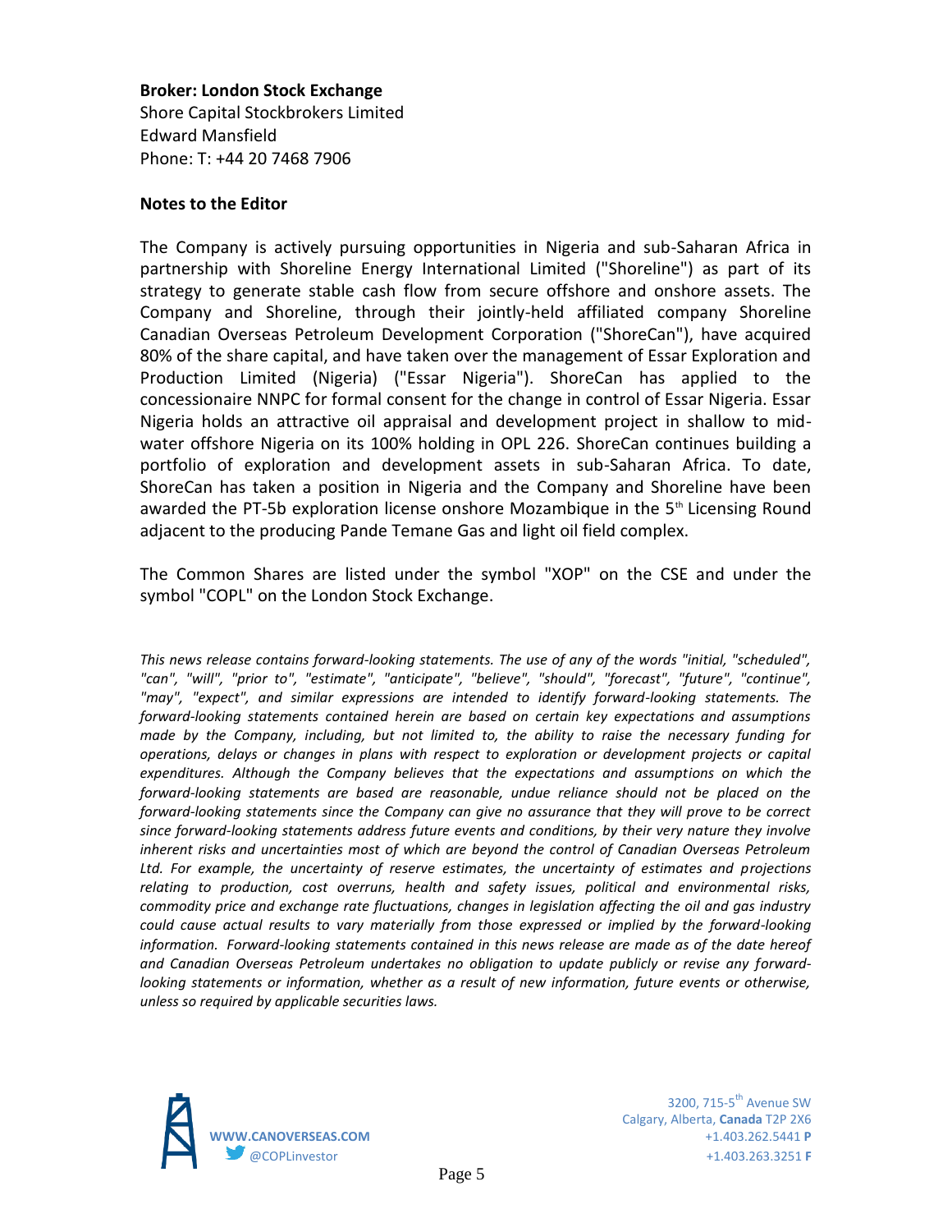**Broker: London Stock Exchange**
Shore Capital Stockbrokers Limited
Edward Mansfield
Phone: T: +44 20 7468 7906

**Notes to the Editor**

The Company is actively pursuing opportunities in Nigeria and sub-Saharan Africa in partnership with Shoreline Energy International Limited ("Shoreline") as part of its strategy to generate stable cash flow from secure offshore and onshore assets. The Company and Shoreline, through their jointly-held affiliated company Shoreline Canadian Overseas Petroleum Development Corporation ("ShoreCan"), have acquired 80% of the share capital, and have taken over the management of Essar Exploration and Production Limited (Nigeria) ("Essar Nigeria"). ShoreCan has applied to the concessionaire NNPC for formal consent for the change in control of Essar Nigeria. Essar Nigeria holds an attractive oil appraisal and development project in shallow to mid-water offshore Nigeria on its 100% holding in OPL 226. ShoreCan continues building a portfolio of exploration and development assets in sub-Saharan Africa. To date, ShoreCan has taken a position in Nigeria and the Company and Shoreline have been awarded the PT-5b exploration license onshore Mozambique in the 5th Licensing Round adjacent to the producing Pande Temane Gas and light oil field complex.

The Common Shares are listed under the symbol "XOP" on the CSE and under the symbol "COPL" on the London Stock Exchange.

*This news release contains forward-looking statements. The use of any of the words "initial, "scheduled", "can", "will", "prior to", "estimate", "anticipate", "believe", "should", "forecast", "future", "continue", "may", "expect", and similar expressions are intended to identify forward-looking statements. The forward-looking statements contained herein are based on certain key expectations and assumptions made by the Company, including, but not limited to, the ability to raise the necessary funding for operations, delays or changes in plans with respect to exploration or development projects or capital expenditures. Although the Company believes that the expectations and assumptions on which the forward-looking statements are based are reasonable, undue reliance should not be placed on the forward-looking statements since the Company can give no assurance that they will prove to be correct since forward-looking statements address future events and conditions, by their very nature they involve inherent risks and uncertainties most of which are beyond the control of Canadian Overseas Petroleum Ltd. For example, the uncertainty of reserve estimates, the uncertainty of estimates and projections relating to production, cost overruns, health and safety issues, political and environmental risks, commodity price and exchange rate fluctuations, changes in legislation affecting the oil and gas industry could cause actual results to vary materially from those expressed or implied by the forward-looking information. Forward-looking statements contained in this news release are made as of the date hereof and Canadian Overseas Petroleum undertakes no obligation to update publicly or revise any forward-looking statements or information, whether as a result of new information, future events or otherwise, unless so required by applicable securities laws.*

WWW.CANOVERSEAS.COM
@COPLinvestor

3200, 715-5th Avenue SW
Calgary, Alberta, **Canada** T2P 2X6
+1.403.262.5441 **P**
+1.403.263.3251 **F**